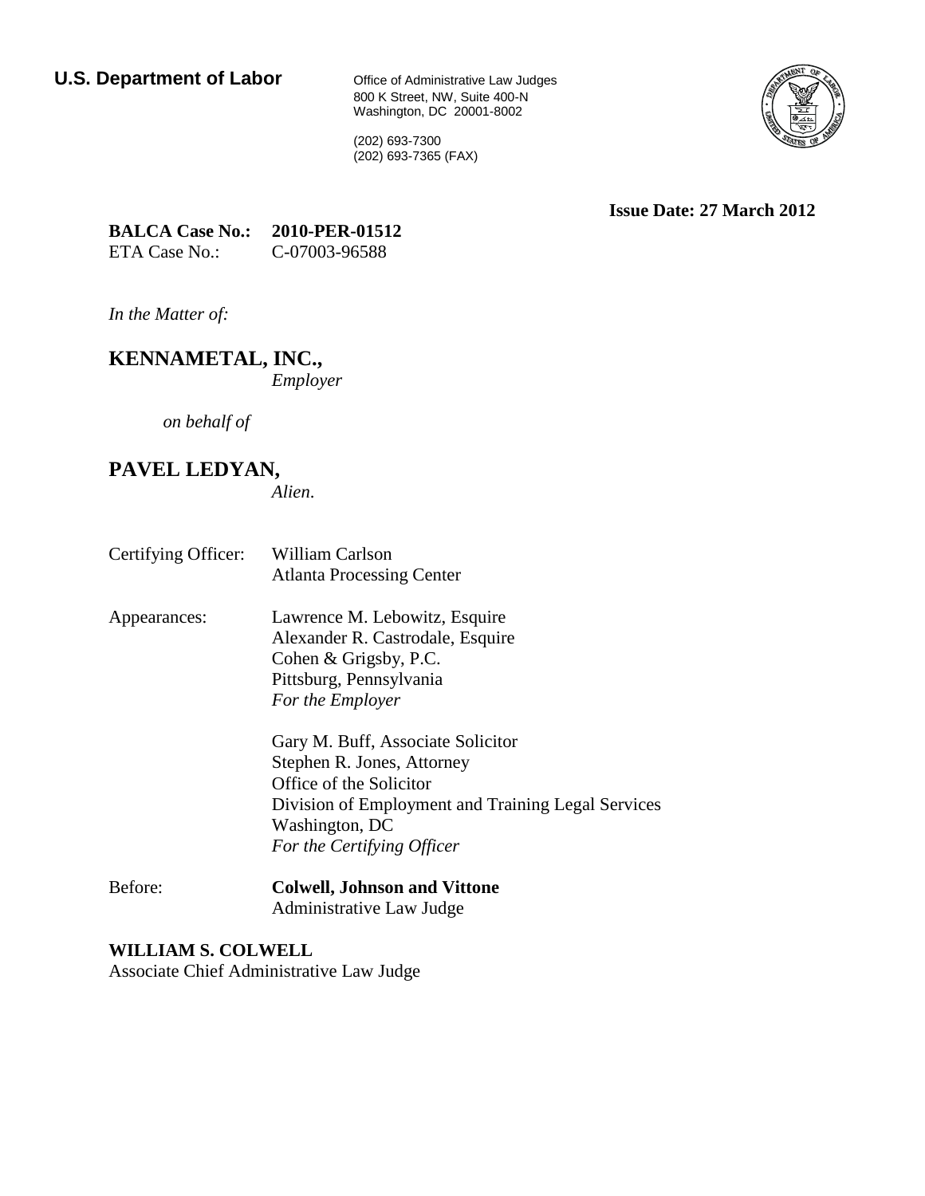**U.S. Department of Labor**

Office of Administrative Law Judges
800 K Street, NW, Suite 400-N
Washington, DC 20001-8002

(202) 693-7300
(202) 693-7365 (FAX)

**Issue Date: 27 March 2012**

**BALCA Case No.: 2010-PER-01512**
ETA Case No.: C-07003-96588

*In the Matter of:*

**KENNAMETAL, INC.,**
*Employer*

*on behalf of*

**PAVEL LEDYAN,**
*Alien.*

Certifying Officer: William Carlson
Atlanta Processing Center

Appearances: Lawrence M. Lebowitz, Esquire
Alexander R. Castrodale, Esquire
Cohen & Grigsby, P.C.
Pittsburg, Pennsylvania
*For the Employer*

Gary M. Buff, Associate Solicitor
Stephen R. Jones, Attorney
Office of the Solicitor
Division of Employment and Training Legal Services
Washington, DC
*For the Certifying Officer*

Before: **Colwell, Johnson and Vittone**
Administrative Law Judge

**WILLIAM S. COLWELL**
Associate Chief Administrative Law Judge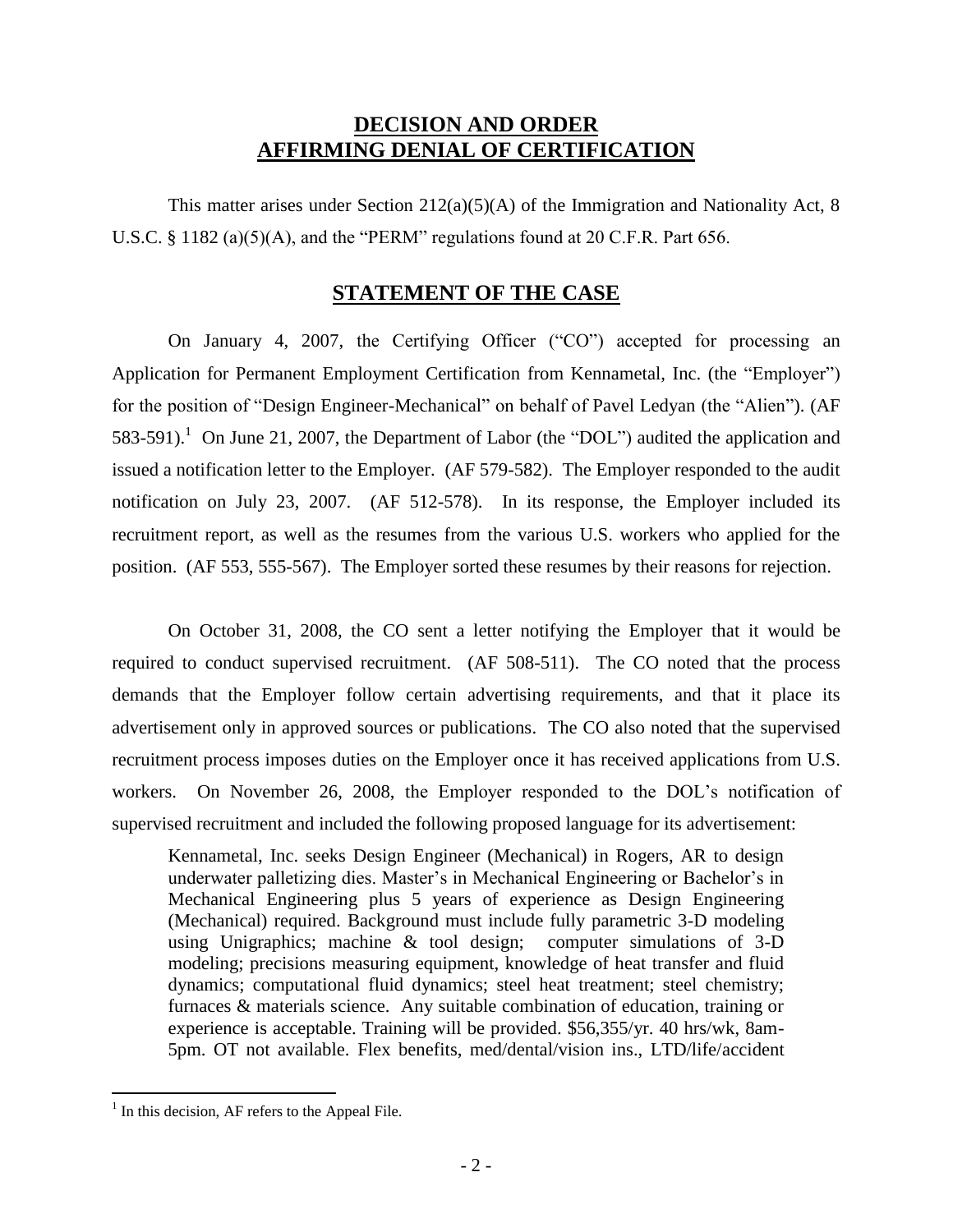## DECISION AND ORDER AFFIRMING DENIAL OF CERTIFICATION

This matter arises under Section 212(a)(5)(A) of the Immigration and Nationality Act, 8 U.S.C. § 1182 (a)(5)(A), and the "PERM" regulations found at 20 C.F.R. Part 656.

## STATEMENT OF THE CASE

On January 4, 2007, the Certifying Officer ("CO") accepted for processing an Application for Permanent Employment Certification from Kennametal, Inc. (the "Employer") for the position of "Design Engineer-Mechanical" on behalf of Pavel Ledyan (the "Alien"). (AF 583-591).[1] On June 21, 2007, the Department of Labor (the "DOL") audited the application and issued a notification letter to the Employer. (AF 579-582). The Employer responded to the audit notification on July 23, 2007. (AF 512-578). In its response, the Employer included its recruitment report, as well as the resumes from the various U.S. workers who applied for the position. (AF 553, 555-567). The Employer sorted these resumes by their reasons for rejection.

On October 31, 2008, the CO sent a letter notifying the Employer that it would be required to conduct supervised recruitment. (AF 508-511). The CO noted that the process demands that the Employer follow certain advertising requirements, and that it place its advertisement only in approved sources or publications. The CO also noted that the supervised recruitment process imposes duties on the Employer once it has received applications from U.S. workers. On November 26, 2008, the Employer responded to the DOL's notification of supervised recruitment and included the following proposed language for its advertisement:

> Kennametal, Inc. seeks Design Engineer (Mechanical) in Rogers, AR to design underwater palletizing dies. Master's in Mechanical Engineering or Bachelor's in Mechanical Engineering plus 5 years of experience as Design Engineering (Mechanical) required. Background must include fully parametric 3-D modeling using Unigraphics; machine & tool design; computer simulations of 3-D modeling; precisions measuring equipment, knowledge of heat transfer and fluid dynamics; computational fluid dynamics; steel heat treatment; steel chemistry; furnaces & materials science. Any suitable combination of education, training or experience is acceptable. Training will be provided. $56,355/yr. 40 hrs/wk, 8am-5pm. OT not available. Flex benefits, med/dental/vision ins., LTD/life/accident

[1] In this decision, AF refers to the Appeal File.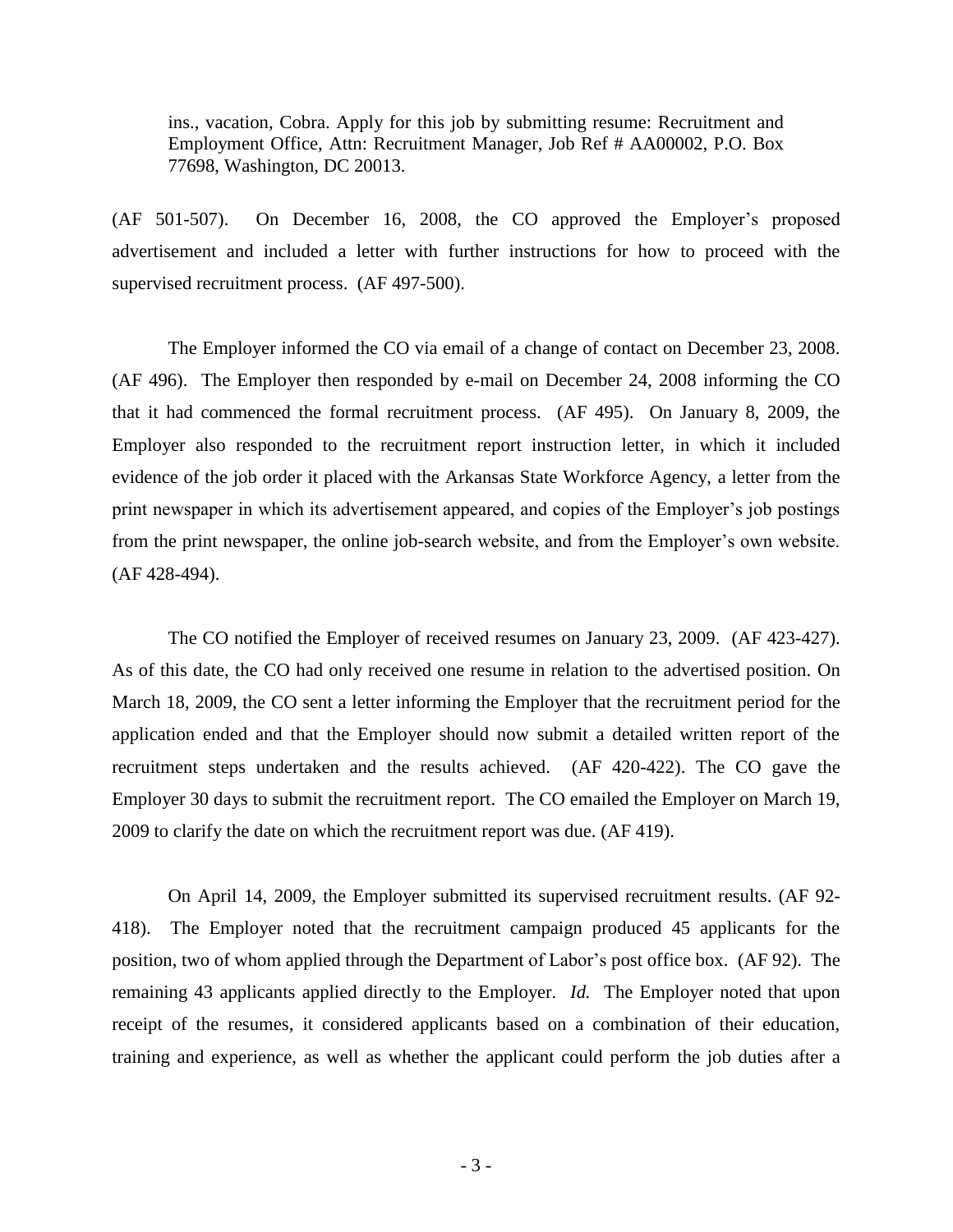> ins., vacation, Cobra. Apply for this job by submitting resume: Recruitment and Employment Office, Attn: Recruitment Manager, Job Ref # AA00002, P.O. Box 77698, Washington, DC 20013.

(AF 501-507). On December 16, 2008, the CO approved the Employer's proposed advertisement and included a letter with further instructions for how to proceed with the supervised recruitment process. (AF 497-500).

The Employer informed the CO via email of a change of contact on December 23, 2008. (AF 496). The Employer then responded by e-mail on December 24, 2008 informing the CO that it had commenced the formal recruitment process. (AF 495). On January 8, 2009, the Employer also responded to the recruitment report instruction letter, in which it included evidence of the job order it placed with the Arkansas State Workforce Agency, a letter from the print newspaper in which its advertisement appeared, and copies of the Employer's job postings from the print newspaper, the online job-search website, and from the Employer's own website. (AF 428-494).

The CO notified the Employer of received resumes on January 23, 2009. (AF 423-427). As of this date, the CO had only received one resume in relation to the advertised position. On March 18, 2009, the CO sent a letter informing the Employer that the recruitment period for the application ended and that the Employer should now submit a detailed written report of the recruitment steps undertaken and the results achieved. (AF 420-422). The CO gave the Employer 30 days to submit the recruitment report. The CO emailed the Employer on March 19, 2009 to clarify the date on which the recruitment report was due. (AF 419).

On April 14, 2009, the Employer submitted its supervised recruitment results. (AF 92-418). The Employer noted that the recruitment campaign produced 45 applicants for the position, two of whom applied through the Department of Labor's post office box. (AF 92). The remaining 43 applicants applied directly to the Employer. *Id.* The Employer noted that upon receipt of the resumes, it considered applicants based on a combination of their education, training and experience, as well as whether the applicant could perform the job duties after a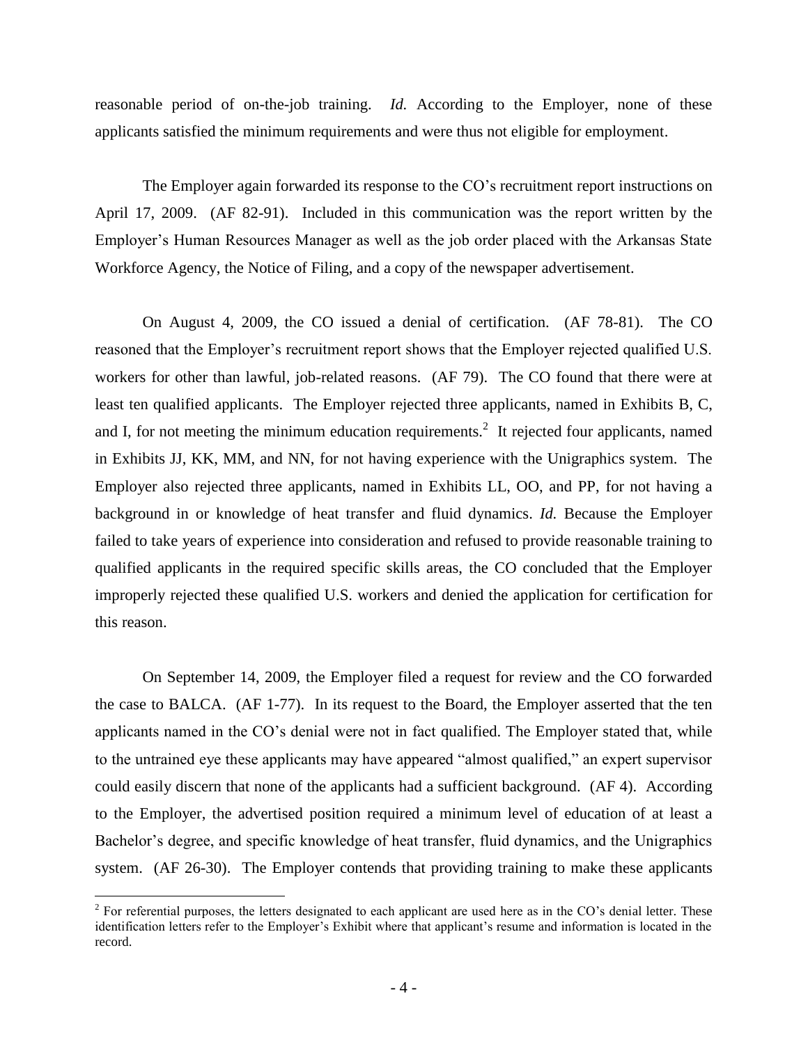reasonable period of on-the-job training. *Id.* According to the Employer, none of these applicants satisfied the minimum requirements and were thus not eligible for employment.

The Employer again forwarded its response to the CO's recruitment report instructions on April 17, 2009. (AF 82-91). Included in this communication was the report written by the Employer's Human Resources Manager as well as the job order placed with the Arkansas State Workforce Agency, the Notice of Filing, and a copy of the newspaper advertisement.

On August 4, 2009, the CO issued a denial of certification. (AF 78-81). The CO reasoned that the Employer's recruitment report shows that the Employer rejected qualified U.S. workers for other than lawful, job-related reasons. (AF 79). The CO found that there were at least ten qualified applicants. The Employer rejected three applicants, named in Exhibits B, C, and I, for not meeting the minimum education requirements.[2] It rejected four applicants, named in Exhibits JJ, KK, MM, and NN, for not having experience with the Unigraphics system. The Employer also rejected three applicants, named in Exhibits LL, OO, and PP, for not having a background in or knowledge of heat transfer and fluid dynamics. *Id.* Because the Employer failed to take years of experience into consideration and refused to provide reasonable training to qualified applicants in the required specific skills areas, the CO concluded that the Employer improperly rejected these qualified U.S. workers and denied the application for certification for this reason.

On September 14, 2009, the Employer filed a request for review and the CO forwarded the case to BALCA. (AF 1-77). In its request to the Board, the Employer asserted that the ten applicants named in the CO's denial were not in fact qualified. The Employer stated that, while to the untrained eye these applicants may have appeared "almost qualified," an expert supervisor could easily discern that none of the applicants had a sufficient background. (AF 4). According to the Employer, the advertised position required a minimum level of education of at least a Bachelor's degree, and specific knowledge of heat transfer, fluid dynamics, and the Unigraphics system. (AF 26-30). The Employer contends that providing training to make these applicants

[2] For referential purposes, the letters designated to each applicant are used here as in the CO's denial letter. These identification letters refer to the Employer's Exhibit where that applicant's resume and information is located in the record.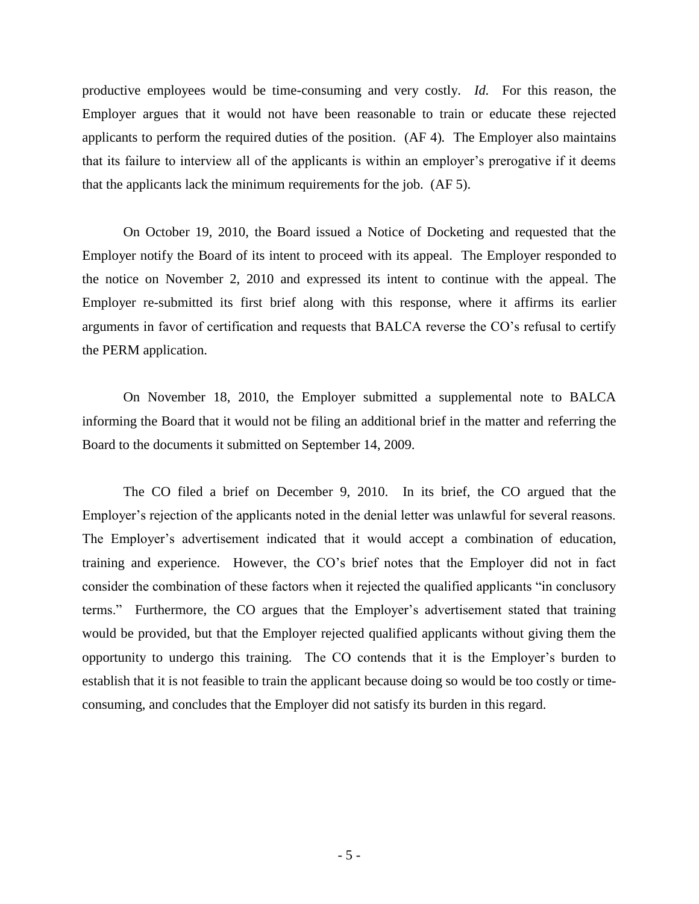productive employees would be time-consuming and very costly. *Id.* For this reason, the Employer argues that it would not have been reasonable to train or educate these rejected applicants to perform the required duties of the position. (AF 4). The Employer also maintains that its failure to interview all of the applicants is within an employer's prerogative if it deems that the applicants lack the minimum requirements for the job. (AF 5).

On October 19, 2010, the Board issued a Notice of Docketing and requested that the Employer notify the Board of its intent to proceed with its appeal. The Employer responded to the notice on November 2, 2010 and expressed its intent to continue with the appeal. The Employer re-submitted its first brief along with this response, where it affirms its earlier arguments in favor of certification and requests that BALCA reverse the CO's refusal to certify the PERM application.

On November 18, 2010, the Employer submitted a supplemental note to BALCA informing the Board that it would not be filing an additional brief in the matter and referring the Board to the documents it submitted on September 14, 2009.

The CO filed a brief on December 9, 2010. In its brief, the CO argued that the Employer's rejection of the applicants noted in the denial letter was unlawful for several reasons. The Employer's advertisement indicated that it would accept a combination of education, training and experience. However, the CO's brief notes that the Employer did not in fact consider the combination of these factors when it rejected the qualified applicants "in conclusory terms." Furthermore, the CO argues that the Employer's advertisement stated that training would be provided, but that the Employer rejected qualified applicants without giving them the opportunity to undergo this training. The CO contends that it is the Employer's burden to establish that it is not feasible to train the applicant because doing so would be too costly or time-consuming, and concludes that the Employer did not satisfy its burden in this regard.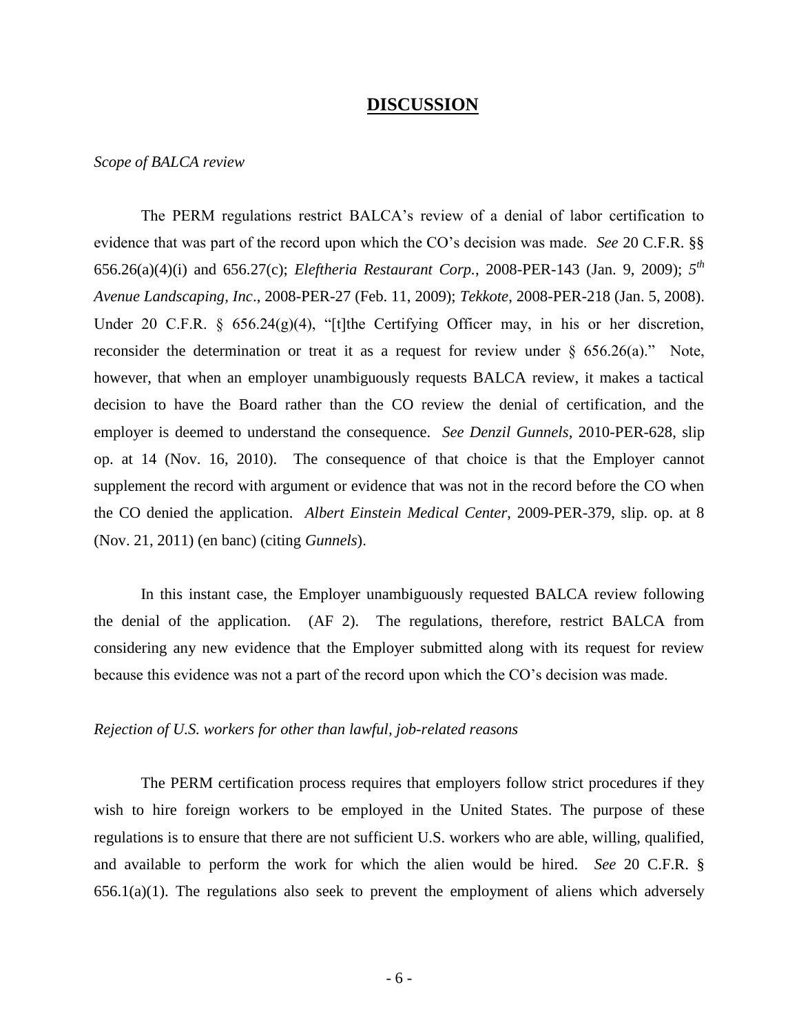## DISCUSSION

*Scope of BALCA review*

The PERM regulations restrict BALCA's review of a denial of labor certification to evidence that was part of the record upon which the CO's decision was made. *See* 20 C.F.R. §§ 656.26(a)(4)(i) and 656.27(c); *Eleftheria Restaurant Corp.*, 2008-PER-143 (Jan. 9, 2009); *5th Avenue Landscaping, Inc*., 2008-PER-27 (Feb. 11, 2009); *Tekkote*, 2008-PER-218 (Jan. 5, 2008). Under 20 C.F.R. § 656.24(g)(4), "[t]he Certifying Officer may, in his or her discretion, reconsider the determination or treat it as a request for review under § 656.26(a)." Note, however, that when an employer unambiguously requests BALCA review, it makes a tactical decision to have the Board rather than the CO review the denial of certification, and the employer is deemed to understand the consequence. *See Denzil Gunnels*, 2010-PER-628, slip op. at 14 (Nov. 16, 2010). The consequence of that choice is that the Employer cannot supplement the record with argument or evidence that was not in the record before the CO when the CO denied the application. *Albert Einstein Medical Center*, 2009-PER-379, slip. op. at 8 (Nov. 21, 2011) (en banc) (citing *Gunnels*).

In this instant case, the Employer unambiguously requested BALCA review following the denial of the application. (AF 2). The regulations, therefore, restrict BALCA from considering any new evidence that the Employer submitted along with its request for review because this evidence was not a part of the record upon which the CO's decision was made.

*Rejection of U.S. workers for other than lawful, job-related reasons*

The PERM certification process requires that employers follow strict procedures if they wish to hire foreign workers to be employed in the United States. The purpose of these regulations is to ensure that there are not sufficient U.S. workers who are able, willing, qualified, and available to perform the work for which the alien would be hired. *See* 20 C.F.R. § 656.1(a)(1). The regulations also seek to prevent the employment of aliens which adversely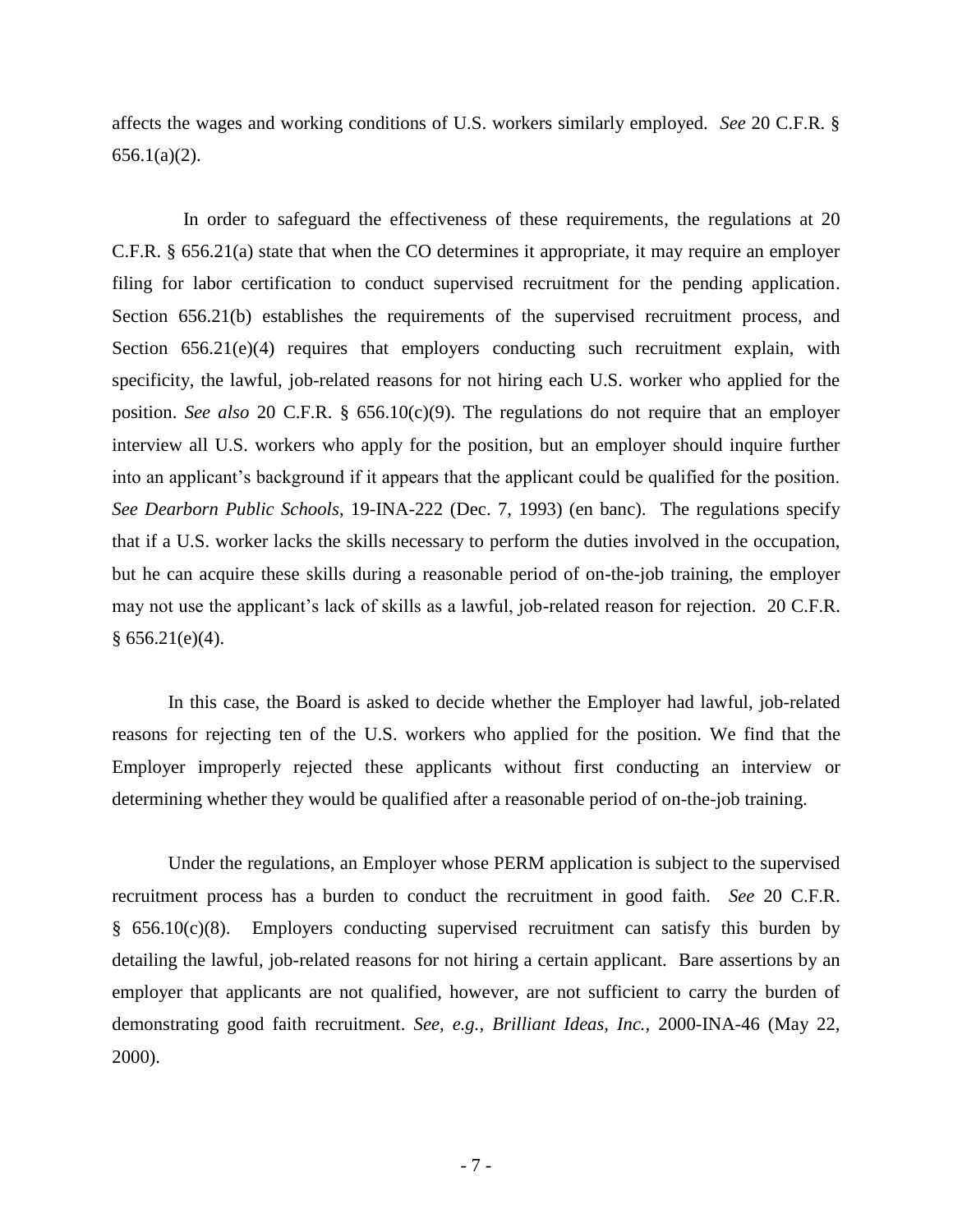affects the wages and working conditions of U.S. workers similarly employed. *See* 20 C.F.R. § 656.1(a)(2).

In order to safeguard the effectiveness of these requirements, the regulations at 20 C.F.R. § 656.21(a) state that when the CO determines it appropriate, it may require an employer filing for labor certification to conduct supervised recruitment for the pending application. Section 656.21(b) establishes the requirements of the supervised recruitment process, and Section 656.21(e)(4) requires that employers conducting such recruitment explain, with specificity, the lawful, job-related reasons for not hiring each U.S. worker who applied for the position. *See also* 20 C.F.R. § 656.10(c)(9). The regulations do not require that an employer interview all U.S. workers who apply for the position, but an employer should inquire further into an applicant's background if it appears that the applicant could be qualified for the position. *See Dearborn Public Schools*, 19-INA-222 (Dec. 7, 1993) (en banc). The regulations specify that if a U.S. worker lacks the skills necessary to perform the duties involved in the occupation, but he can acquire these skills during a reasonable period of on-the-job training, the employer may not use the applicant's lack of skills as a lawful, job-related reason for rejection. 20 C.F.R. § 656.21(e)(4).

In this case, the Board is asked to decide whether the Employer had lawful, job-related reasons for rejecting ten of the U.S. workers who applied for the position. We find that the Employer improperly rejected these applicants without first conducting an interview or determining whether they would be qualified after a reasonable period of on-the-job training.

Under the regulations, an Employer whose PERM application is subject to the supervised recruitment process has a burden to conduct the recruitment in good faith. *See* 20 C.F.R. § 656.10(c)(8). Employers conducting supervised recruitment can satisfy this burden by detailing the lawful, job-related reasons for not hiring a certain applicant. Bare assertions by an employer that applicants are not qualified, however, are not sufficient to carry the burden of demonstrating good faith recruitment. *See, e.g., Brilliant Ideas, Inc.*, 2000-INA-46 (May 22, 2000).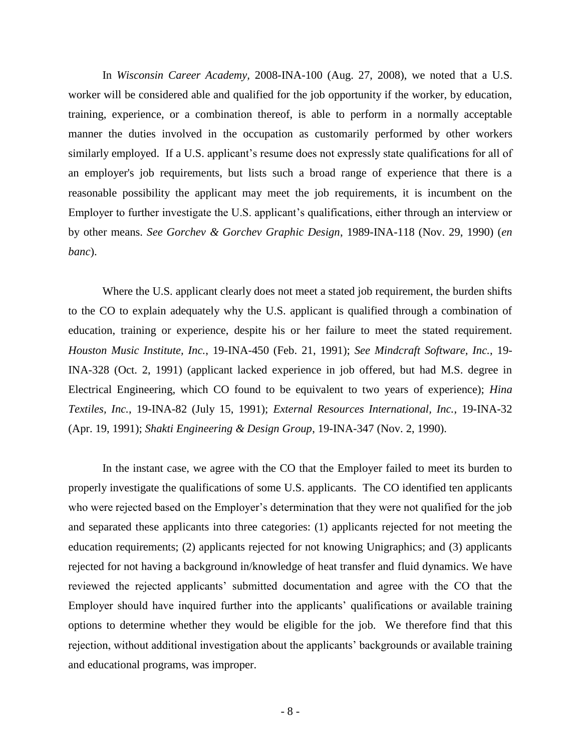In *Wisconsin Career Academy*, 2008-INA-100 (Aug. 27, 2008), we noted that a U.S. worker will be considered able and qualified for the job opportunity if the worker, by education, training, experience, or a combination thereof, is able to perform in a normally acceptable manner the duties involved in the occupation as customarily performed by other workers similarly employed. If a U.S. applicant's resume does not expressly state qualifications for all of an employer's job requirements, but lists such a broad range of experience that there is a reasonable possibility the applicant may meet the job requirements, it is incumbent on the Employer to further investigate the U.S. applicant's qualifications, either through an interview or by other means. *See Gorchev & Gorchev Graphic Design*, 1989-INA-118 (Nov. 29, 1990) (*en banc*).

Where the U.S. applicant clearly does not meet a stated job requirement, the burden shifts to the CO to explain adequately why the U.S. applicant is qualified through a combination of education, training or experience, despite his or her failure to meet the stated requirement. *Houston Music Institute, Inc.*, 19-INA-450 (Feb. 21, 1991); *See Mindcraft Software, Inc.*, 19-INA-328 (Oct. 2, 1991) (applicant lacked experience in job offered, but had M.S. degree in Electrical Engineering, which CO found to be equivalent to two years of experience); *Hina Textiles, Inc.*, 19-INA-82 (July 15, 1991); *External Resources International, Inc.*, 19-INA-32 (Apr. 19, 1991); *Shakti Engineering & Design Group*, 19-INA-347 (Nov. 2, 1990).

In the instant case, we agree with the CO that the Employer failed to meet its burden to properly investigate the qualifications of some U.S. applicants. The CO identified ten applicants who were rejected based on the Employer's determination that they were not qualified for the job and separated these applicants into three categories: (1) applicants rejected for not meeting the education requirements; (2) applicants rejected for not knowing Unigraphics; and (3) applicants rejected for not having a background in/knowledge of heat transfer and fluid dynamics. We have reviewed the rejected applicants' submitted documentation and agree with the CO that the Employer should have inquired further into the applicants' qualifications or available training options to determine whether they would be eligible for the job. We therefore find that this rejection, without additional investigation about the applicants' backgrounds or available training and educational programs, was improper.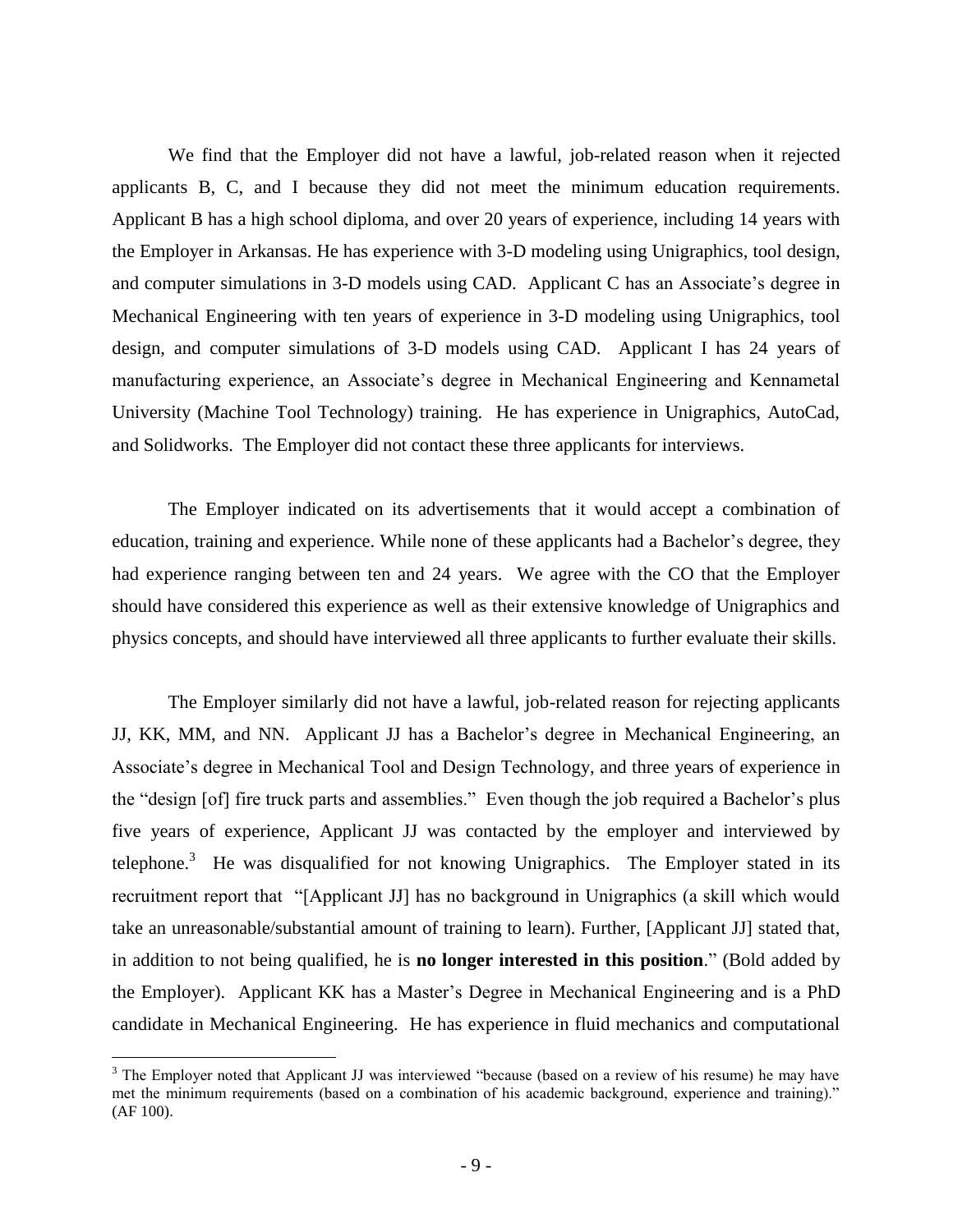We find that the Employer did not have a lawful, job-related reason when it rejected applicants B, C, and I because they did not meet the minimum education requirements. Applicant B has a high school diploma, and over 20 years of experience, including 14 years with the Employer in Arkansas. He has experience with 3-D modeling using Unigraphics, tool design, and computer simulations in 3-D models using CAD. Applicant C has an Associate's degree in Mechanical Engineering with ten years of experience in 3-D modeling using Unigraphics, tool design, and computer simulations of 3-D models using CAD. Applicant I has 24 years of manufacturing experience, an Associate's degree in Mechanical Engineering and Kennametal University (Machine Tool Technology) training. He has experience in Unigraphics, AutoCad, and Solidworks. The Employer did not contact these three applicants for interviews.

The Employer indicated on its advertisements that it would accept a combination of education, training and experience. While none of these applicants had a Bachelor's degree, they had experience ranging between ten and 24 years. We agree with the CO that the Employer should have considered this experience as well as their extensive knowledge of Unigraphics and physics concepts, and should have interviewed all three applicants to further evaluate their skills.

The Employer similarly did not have a lawful, job-related reason for rejecting applicants JJ, KK, MM, and NN. Applicant JJ has a Bachelor's degree in Mechanical Engineering, an Associate's degree in Mechanical Tool and Design Technology, and three years of experience in the "design [of] fire truck parts and assemblies." Even though the job required a Bachelor's plus five years of experience, Applicant JJ was contacted by the employer and interviewed by telephone.[3] He was disqualified for not knowing Unigraphics. The Employer stated in its recruitment report that "[Applicant JJ] has no background in Unigraphics (a skill which would take an unreasonable/substantial amount of training to learn). Further, [Applicant JJ] stated that, in addition to not being qualified, he is **no longer interested in this position**." (Bold added by the Employer). Applicant KK has a Master's Degree in Mechanical Engineering and is a PhD candidate in Mechanical Engineering. He has experience in fluid mechanics and computational

[3] The Employer noted that Applicant JJ was interviewed "because (based on a review of his resume) he may have met the minimum requirements (based on a combination of his academic background, experience and training)." (AF 100).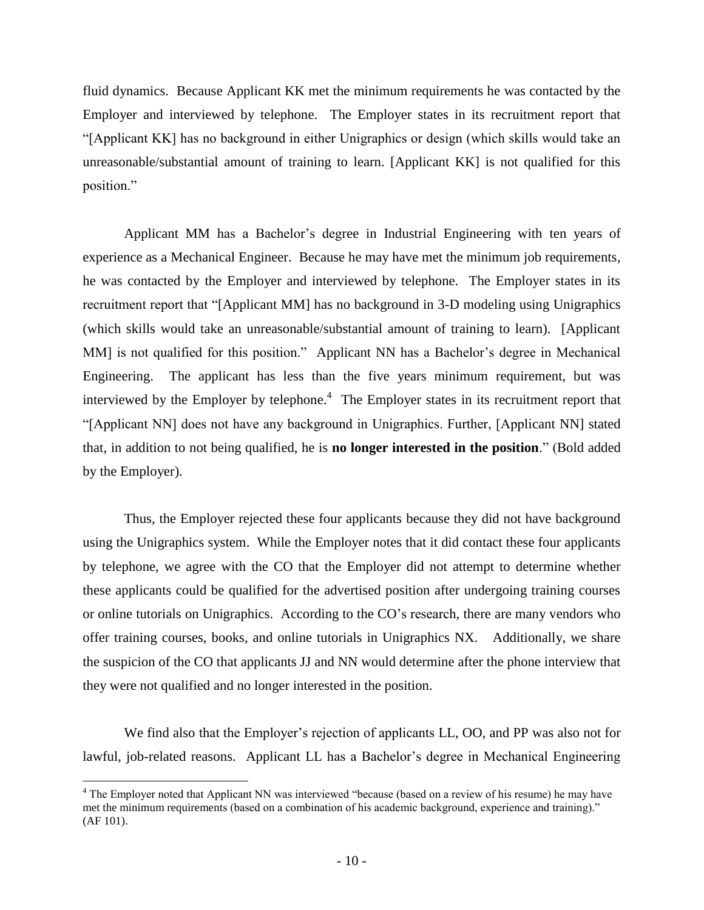fluid dynamics. Because Applicant KK met the minimum requirements he was contacted by the Employer and interviewed by telephone. The Employer states in its recruitment report that "[Applicant KK] has no background in either Unigraphics or design (which skills would take an unreasonable/substantial amount of training to learn. [Applicant KK] is not qualified for this position."

Applicant MM has a Bachelor's degree in Industrial Engineering with ten years of experience as a Mechanical Engineer. Because he may have met the minimum job requirements, he was contacted by the Employer and interviewed by telephone. The Employer states in its recruitment report that "[Applicant MM] has no background in 3-D modeling using Unigraphics (which skills would take an unreasonable/substantial amount of training to learn). [Applicant MM] is not qualified for this position." Applicant NN has a Bachelor's degree in Mechanical Engineering. The applicant has less than the five years minimum requirement, but was interviewed by the Employer by telephone.[4] The Employer states in its recruitment report that "[Applicant NN] does not have any background in Unigraphics. Further, [Applicant NN] stated that, in addition to not being qualified, he is **no longer interested in the position**." (Bold added by the Employer).

Thus, the Employer rejected these four applicants because they did not have background using the Unigraphics system. While the Employer notes that it did contact these four applicants by telephone, we agree with the CO that the Employer did not attempt to determine whether these applicants could be qualified for the advertised position after undergoing training courses or online tutorials on Unigraphics. According to the CO's research, there are many vendors who offer training courses, books, and online tutorials in Unigraphics NX. Additionally, we share the suspicion of the CO that applicants JJ and NN would determine after the phone interview that they were not qualified and no longer interested in the position.

We find also that the Employer's rejection of applicants LL, OO, and PP was also not for lawful, job-related reasons. Applicant LL has a Bachelor's degree in Mechanical Engineering

[4] The Employer noted that Applicant NN was interviewed "because (based on a review of his resume) he may have met the minimum requirements (based on a combination of his academic background, experience and training)." (AF 101).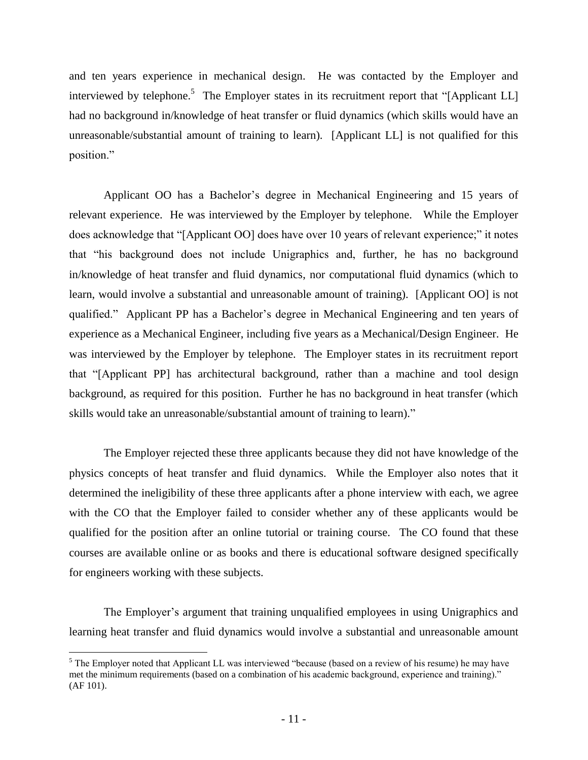and ten years experience in mechanical design. He was contacted by the Employer and interviewed by telephone.[5] The Employer states in its recruitment report that "[Applicant LL] had no background in/knowledge of heat transfer or fluid dynamics (which skills would have an unreasonable/substantial amount of training to learn). [Applicant LL] is not qualified for this position."

Applicant OO has a Bachelor's degree in Mechanical Engineering and 15 years of relevant experience. He was interviewed by the Employer by telephone. While the Employer does acknowledge that "[Applicant OO] does have over 10 years of relevant experience;" it notes that "his background does not include Unigraphics and, further, he has no background in/knowledge of heat transfer and fluid dynamics, nor computational fluid dynamics (which to learn, would involve a substantial and unreasonable amount of training). [Applicant OO] is not qualified." Applicant PP has a Bachelor's degree in Mechanical Engineering and ten years of experience as a Mechanical Engineer, including five years as a Mechanical/Design Engineer. He was interviewed by the Employer by telephone. The Employer states in its recruitment report that "[Applicant PP] has architectural background, rather than a machine and tool design background, as required for this position. Further he has no background in heat transfer (which skills would take an unreasonable/substantial amount of training to learn)."

The Employer rejected these three applicants because they did not have knowledge of the physics concepts of heat transfer and fluid dynamics. While the Employer also notes that it determined the ineligibility of these three applicants after a phone interview with each, we agree with the CO that the Employer failed to consider whether any of these applicants would be qualified for the position after an online tutorial or training course. The CO found that these courses are available online or as books and there is educational software designed specifically for engineers working with these subjects.

The Employer's argument that training unqualified employees in using Unigraphics and learning heat transfer and fluid dynamics would involve a substantial and unreasonable amount

---

[5] The Employer noted that Applicant LL was interviewed "because (based on a review of his resume) he may have met the minimum requirements (based on a combination of his academic background, experience and training)." (AF 101).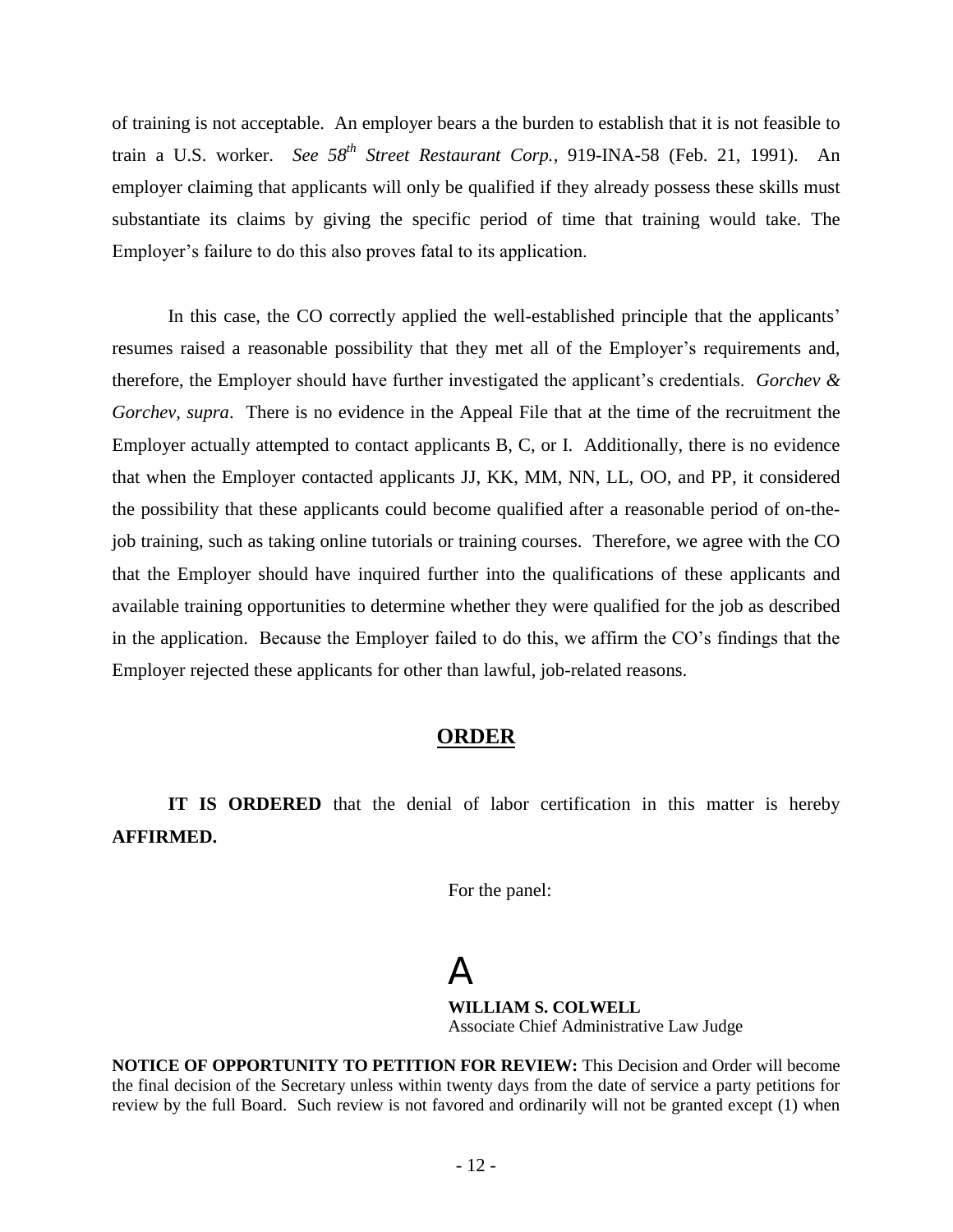of training is not acceptable. An employer bears a the burden to establish that it is not feasible to train a U.S. worker. *See 58th Street Restaurant Corp.*, 919-INA-58 (Feb. 21, 1991). An employer claiming that applicants will only be qualified if they already possess these skills must substantiate its claims by giving the specific period of time that training would take. The Employer's failure to do this also proves fatal to its application.

In this case, the CO correctly applied the well-established principle that the applicants' resumes raised a reasonable possibility that they met all of the Employer's requirements and, therefore, the Employer should have further investigated the applicant's credentials. *Gorchev & Gorchev, supra*. There is no evidence in the Appeal File that at the time of the recruitment the Employer actually attempted to contact applicants B, C, or I. Additionally, there is no evidence that when the Employer contacted applicants JJ, KK, MM, NN, LL, OO, and PP, it considered the possibility that these applicants could become qualified after a reasonable period of on-the-job training, such as taking online tutorials or training courses. Therefore, we agree with the CO that the Employer should have inquired further into the qualifications of these applicants and available training opportunities to determine whether they were qualified for the job as described in the application. Because the Employer failed to do this, we affirm the CO's findings that the Employer rejected these applicants for other than lawful, job-related reasons.

## ORDER

**IT IS ORDERED** that the denial of labor certification in this matter is hereby **AFFIRMED.**

For the panel:

A

**WILLIAM S. COLWELL**
Associate Chief Administrative Law Judge

**NOTICE OF OPPORTUNITY TO PETITION FOR REVIEW:** This Decision and Order will become the final decision of the Secretary unless within twenty days from the date of service a party petitions for review by the full Board. Such review is not favored and ordinarily will not be granted except (1) when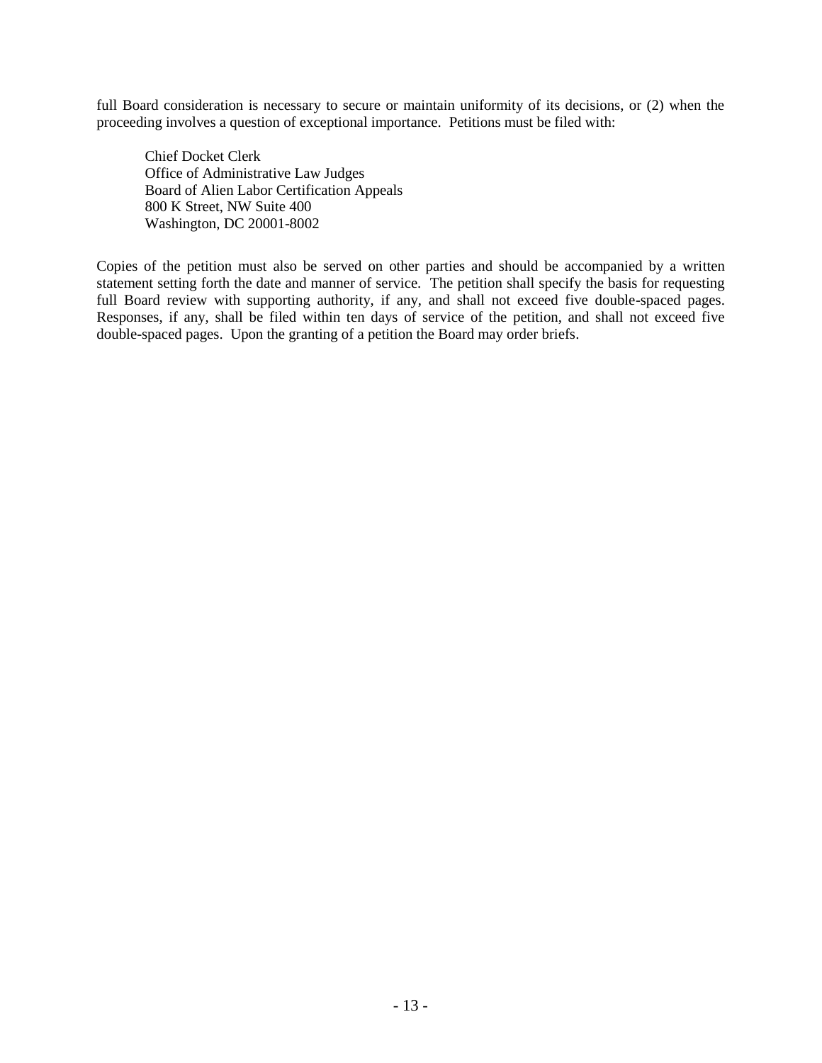full Board consideration is necessary to secure or maintain uniformity of its decisions, or (2) when the proceeding involves a question of exceptional importance. Petitions must be filed with:

> Chief Docket Clerk
> Office of Administrative Law Judges
> Board of Alien Labor Certification Appeals
> 800 K Street, NW Suite 400
> Washington, DC 20001-8002

Copies of the petition must also be served on other parties and should be accompanied by a written statement setting forth the date and manner of service. The petition shall specify the basis for requesting full Board review with supporting authority, if any, and shall not exceed five double-spaced pages. Responses, if any, shall be filed within ten days of service of the petition, and shall not exceed five double-spaced pages. Upon the granting of a petition the Board may order briefs.